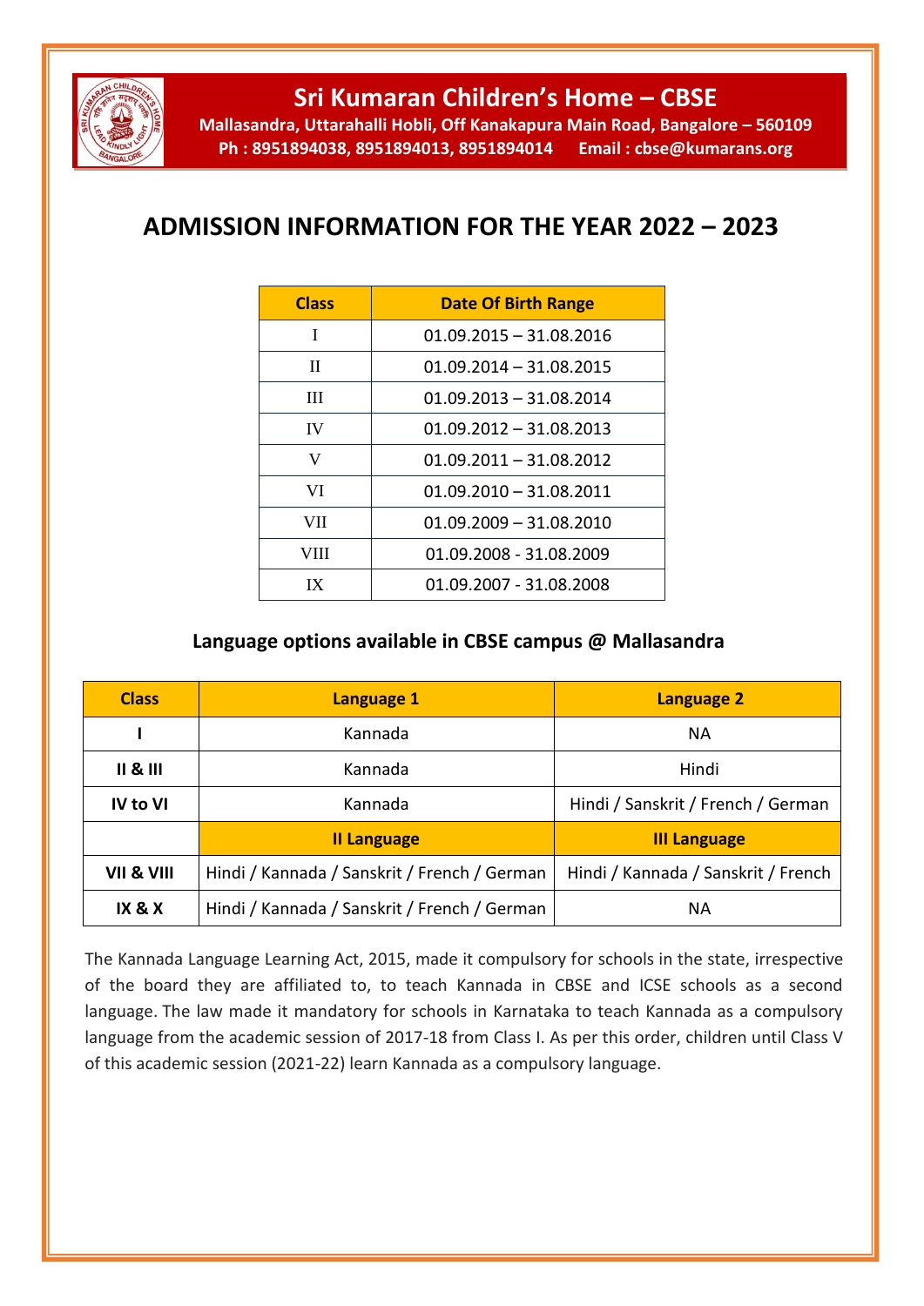# Sri Kumaran Children's Home – CBSE

**Mallasandra, Uttarahalli Hobli, Off Kanakapura Main Road, Bangalore – 560109**

**Ph : 8951894038, 8951894013, 8951894014 Email : cbse@kumarans.org**

## ADMISSION INFORMATION FOR THE YEAR 2022 – 2023

| Class | Date Of Birth Range |
|---|---|
| I | 01.09.2015 – 31.08.2016 |
| II | 01.09.2014 – 31.08.2015 |
| III | 01.09.2013 – 31.08.2014 |
| IV | 01.09.2012 – 31.08.2013 |
| V | 01.09.2011 – 31.08.2012 |
| VI | 01.09.2010 – 31.08.2011 |
| VII | 01.09.2009 – 31.08.2010 |
| VIII | 01.09.2008 - 31.08.2009 |
| IX | 01.09.2007 - 31.08.2008 |

### Language options available in CBSE campus @ Mallasandra

| Class | Language 1 | Language 2 |
|---|---|---|
| **I** | Kannada | NA |
| **II & III** | Kannada | Hindi |
| **IV to VI** | Kannada | Hindi / Sanskrit / French / German |
| | **II Language** | **III Language** |
| **VII & VIII** | Hindi / Kannada / Sanskrit / French / German | Hindi / Kannada / Sanskrit / French |
| **IX & X** | Hindi / Kannada / Sanskrit / French / German | NA |

The Kannada Language Learning Act, 2015, made it compulsory for schools in the state, irrespective of the board they are affiliated to, to teach Kannada in CBSE and ICSE schools as a second language. The law made it mandatory for schools in Karnataka to teach Kannada as a compulsory language from the academic session of 2017-18 from Class I. As per this order, children until Class V of this academic session (2021-22) learn Kannada as a compulsory language.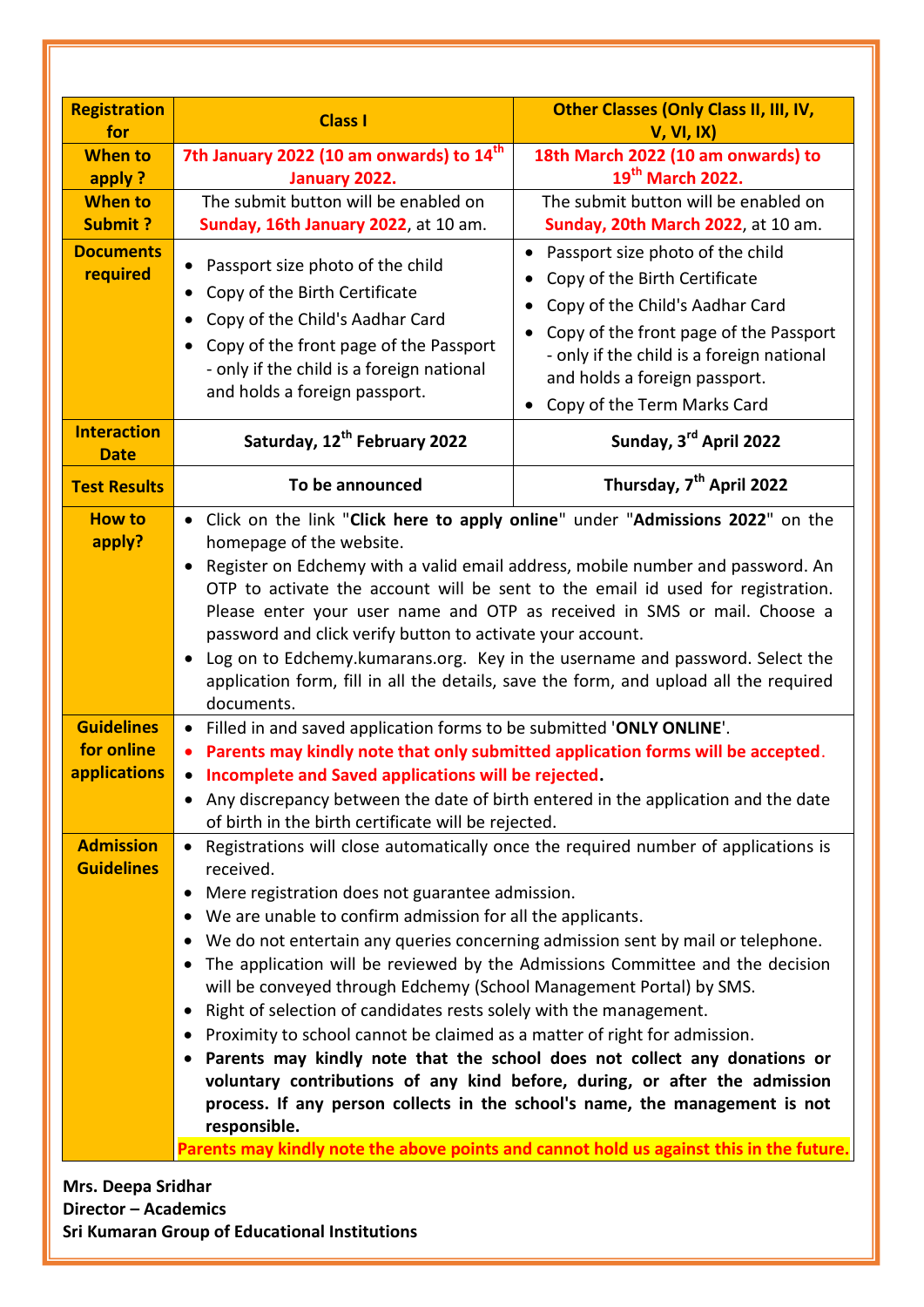| Registration for | Class I | Other Classes (Only Class II, III, IV, V, VI, IX) |
|---|---|---|
| **When to apply ?** | **7th January 2022 (10 am onwards) to 14th January 2022.** | **18th March 2022 (10 am onwards) to 19th March 2022.** |
| **When to Submit ?** | The submit button will be enabled on **Sunday, 16th January 2022**, at 10 am. | The submit button will be enabled on **Sunday, 20th March 2022**, at 10 am. |
| **Documents required** | • Passport size photo of the child<br>• Copy of the Birth Certificate<br>• Copy of the Child's Aadhar Card<br>• Copy of the front page of the Passport - only if the child is a foreign national and holds a foreign passport. | • Passport size photo of the child<br>• Copy of the Birth Certificate<br>• Copy of the Child's Aadhar Card<br>• Copy of the front page of the Passport - only if the child is a foreign national and holds a foreign passport.<br>• Copy of the Term Marks Card |
| **Interaction Date** | **Saturday, 12th February 2022** | **Sunday, 3rd April 2022** |
| **Test Results** | **To be announced** | **Thursday, 7th April 2022** |
| **How to apply?** | • Click on the link "**Click here to apply online**" under "**Admissions 2022**" on the homepage of the website.<br>• Register on Edchemy with a valid email address, mobile number and password. An OTP to activate the account will be sent to the email id used for registration. Please enter your user name and OTP as received in SMS or mail. Choose a password and click verify button to activate your account.<br>• Log on to Edchemy.kumarans.org. Key in the username and password. Select the application form, fill in all the details, save the form, and upload all the required documents. | |
| **Guidelines for online applications** | • Filled in and saved application forms to be submitted '**ONLY ONLINE**'.<br>• **Parents may kindly note that only submitted application forms will be accepted**.<br>• **Incomplete and Saved applications will be rejected**.<br>• Any discrepancy between the date of birth entered in the application and the date of birth in the birth certificate will be rejected. | |
| **Admission Guidelines** | • Registrations will close automatically once the required number of applications is received.<br>• Mere registration does not guarantee admission.<br>• We are unable to confirm admission for all the applicants.<br>• We do not entertain any queries concerning admission sent by mail or telephone.<br>• The application will be reviewed by the Admissions Committee and the decision will be conveyed through Edchemy (School Management Portal) by SMS.<br>• Right of selection of candidates rests solely with the management.<br>• Proximity to school cannot be claimed as a matter of right for admission.<br>• **Parents may kindly note that the school does not collect any donations or voluntary contributions of any kind before, during, or after the admission process. If any person collects in the school's name, the management is not responsible.**<br>**Parents may kindly note the above points and cannot hold us against this in the future.** | |

**Mrs. Deepa Sridhar**
**Director – Academics**
**Sri Kumaran Group of Educational Institutions**